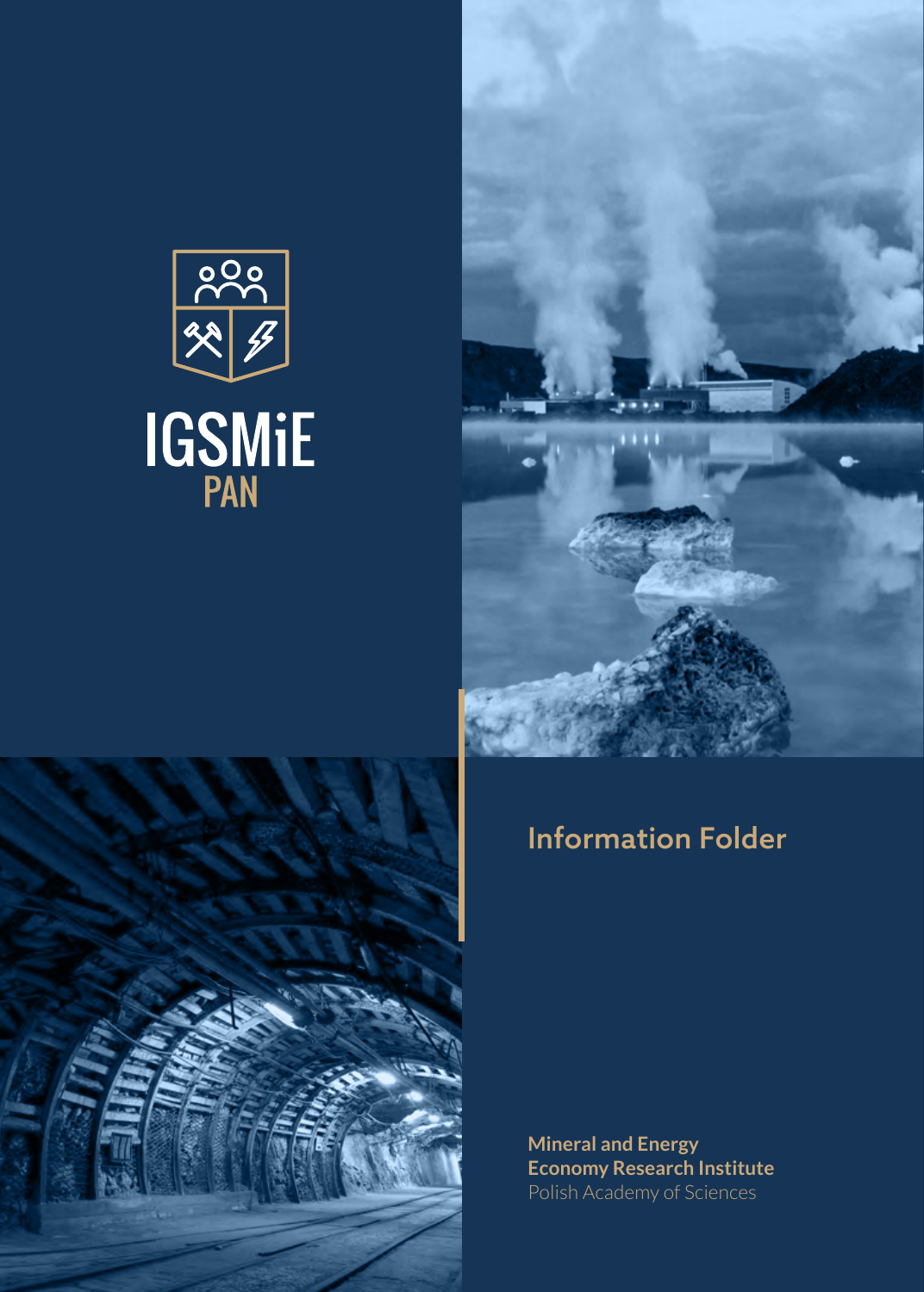IGSMiE

PAN

# Information Folder

**Mineral and Energy**
**Economy Research Institute**
Polish Academy of Sciences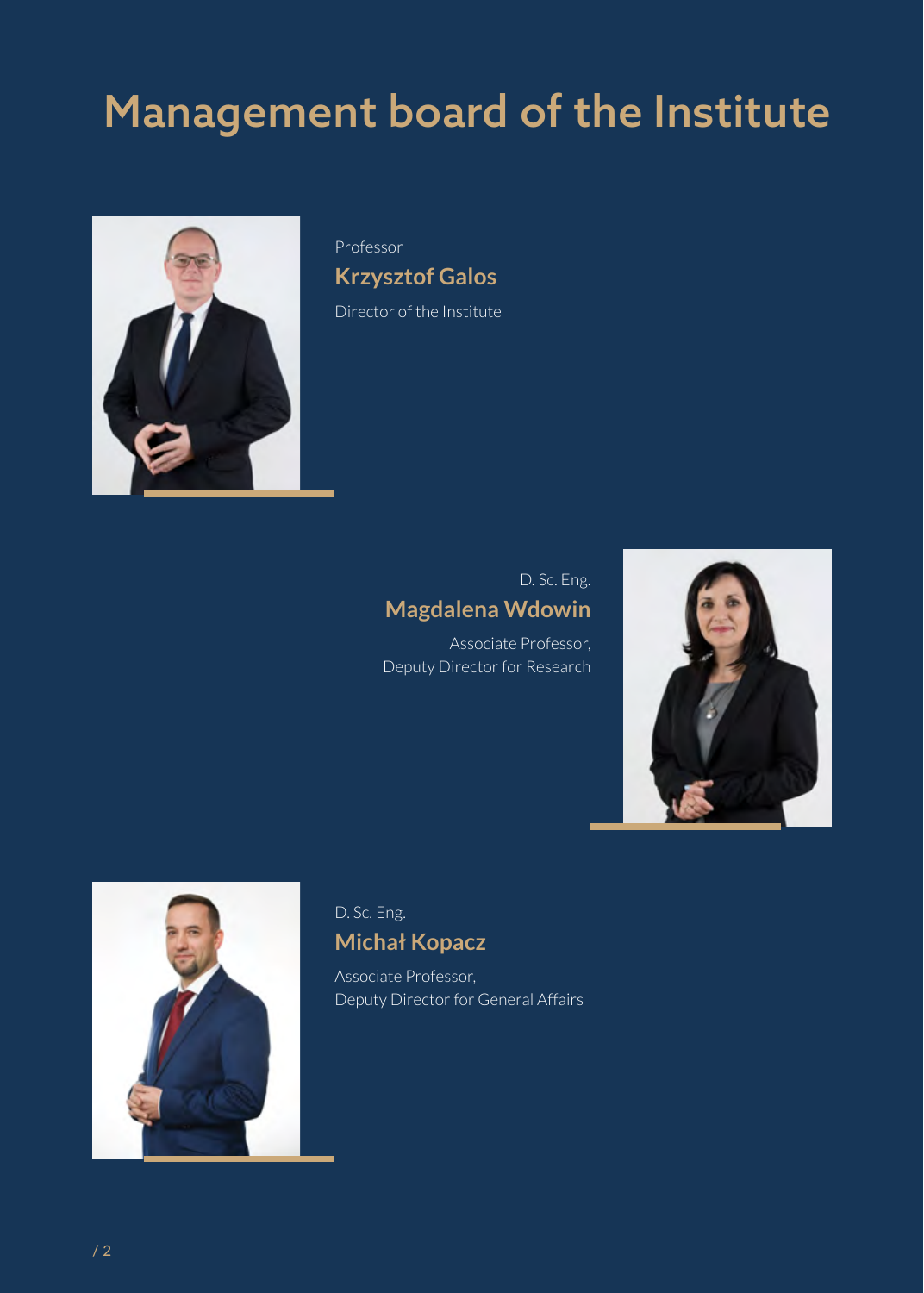# Management board of the Institute

Professor

**Krzysztof Galos**

Director of the Institute

D. Sc. Eng.

**Magdalena Wdowin**

Associate Professor,
Deputy Director for Research

D. Sc. Eng.

**Michał Kopacz**

Associate Professor,
Deputy Director for General Affairs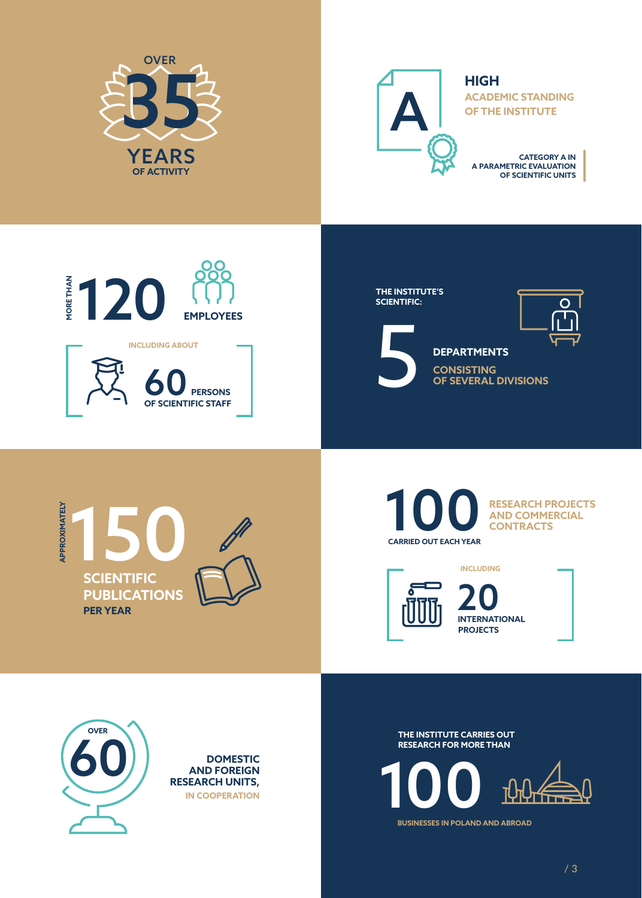**OVER 35 YEARS OF ACTIVITY**

**HIGH ACADEMIC STANDING OF THE INSTITUTE**

CATEGORY A IN A PARAMETRIC EVALUATION OF SCIENTIFIC UNITS

**MORE THAN 120 EMPLOYEES**

INCLUDING ABOUT **60** PERSONS OF SCIENTIFIC STAFF

THE INSTITUTE'S SCIENTIFIC:

**5 DEPARTMENTS**

CONSISTING OF SEVERAL DIVISIONS

**APPROXIMATELY 150 SCIENTIFIC PUBLICATIONS PER YEAR**

**100 RESEARCH PROJECTS AND COMMERCIAL CONTRACTS**

CARRIED OUT EACH YEAR

INCLUDING **20** INTERNATIONAL PROJECTS

**OVER 60 DOMESTIC AND FOREIGN RESEARCH UNITS,**

IN COOPERATION

THE INSTITUTE CARRIES OUT RESEARCH FOR MORE THAN

**100**

BUSINESSES IN POLAND AND ABROAD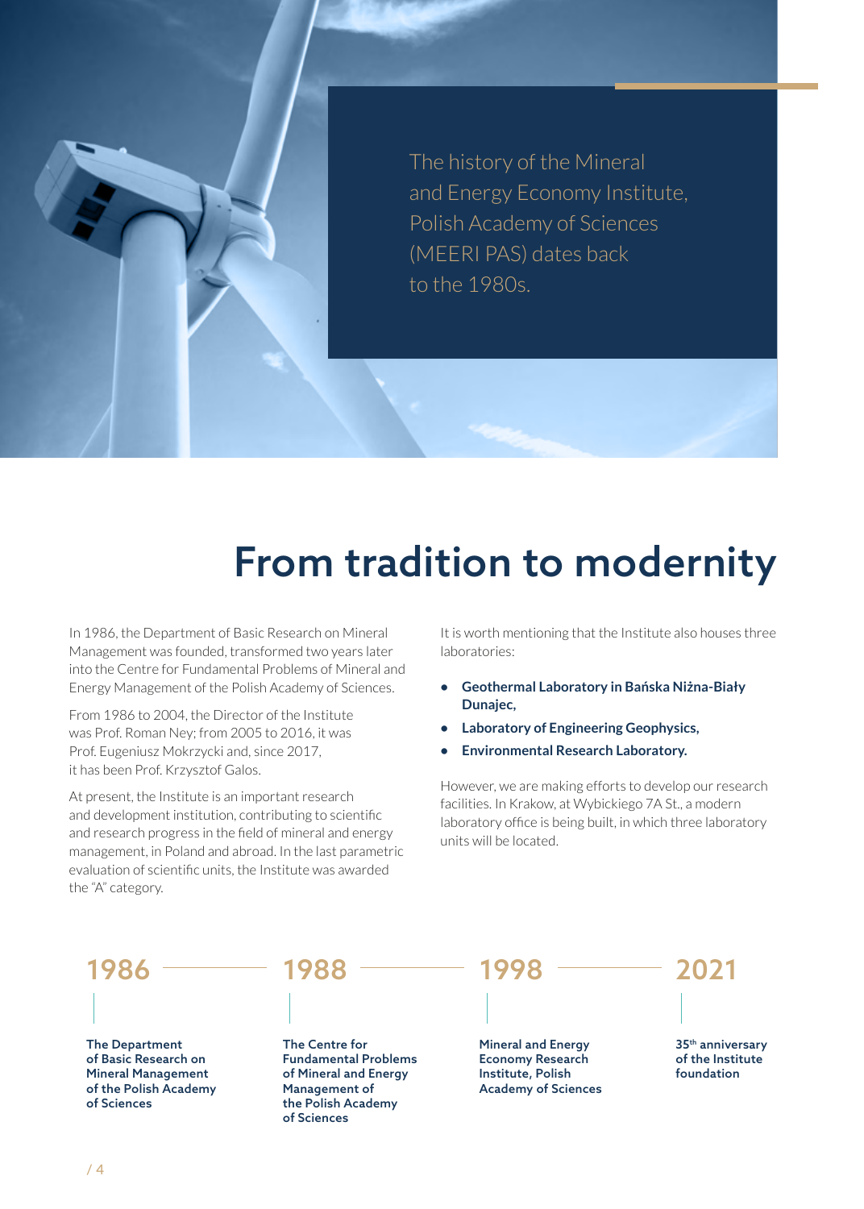The history of the Mineral and Energy Economy Institute, Polish Academy of Sciences (MEERI PAS) dates back to the 1980s.

# From tradition to modernity

In 1986, the Department of Basic Research on Mineral Management was founded, transformed two years later into the Centre for Fundamental Problems of Mineral and Energy Management of the Polish Academy of Sciences.

From 1986 to 2004, the Director of the Institute was Prof. Roman Ney; from 2005 to 2016, it was Prof. Eugeniusz Mokrzycki and, since 2017, it has been Prof. Krzysztof Galos.

At present, the Institute is an important research and development institution, contributing to scientific and research progress in the field of mineral and energy management, in Poland and abroad. In the last parametric evaluation of scientific units, the Institute was awarded the "A" category.

It is worth mentioning that the Institute also houses three laboratories:

- **Geothermal Laboratory in Bańska Niżna-Biały Dunajec,**
- **Laboratory of Engineering Geophysics,**
- **Environmental Research Laboratory.**

However, we are making efforts to develop our research facilities. In Krakow, at Wybickiego 7A St., a modern laboratory office is being built, in which three laboratory units will be located.

**1986**

**The Department of Basic Research on Mineral Management of the Polish Academy of Sciences**

**1988**

**The Centre for Fundamental Problems of Mineral and Energy Management of the Polish Academy of Sciences**

**1998**

**Mineral and Energy Economy Research Institute, Polish Academy of Sciences**

**2021**

**35th anniversary of the Institute foundation**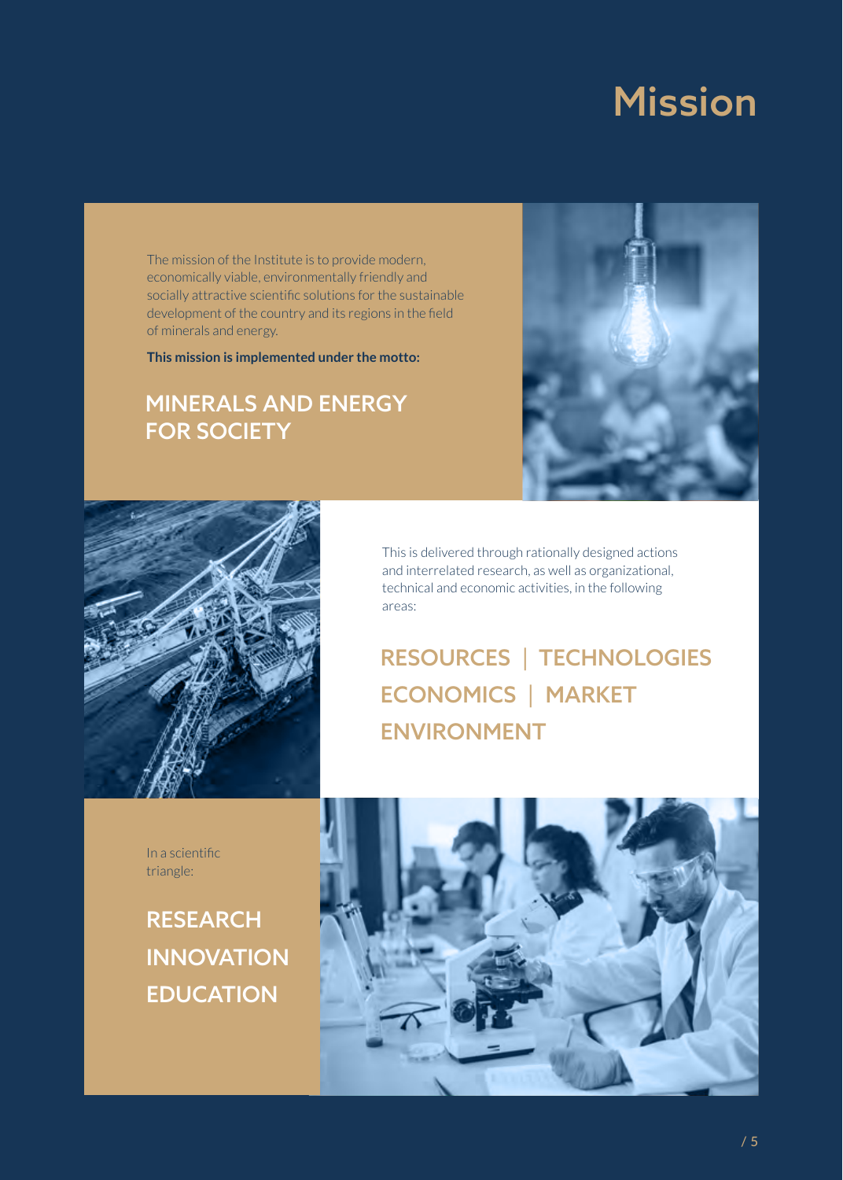# Mission

The mission of the Institute is to provide modern, economically viable, environmentally friendly and socially attractive scientific solutions for the sustainable development of the country and its regions in the field of minerals and energy.

**This mission is implemented under the motto:**

## MINERALS AND ENERGY FOR SOCIETY

This is delivered through rationally designed actions and interrelated research, as well as organizational, technical and economic activities, in the following areas:

## RESOURCES | TECHNOLOGIES
## ECONOMICS | MARKET
## ENVIRONMENT

In a scientific triangle:

## RESEARCH
## INNOVATION
## EDUCATION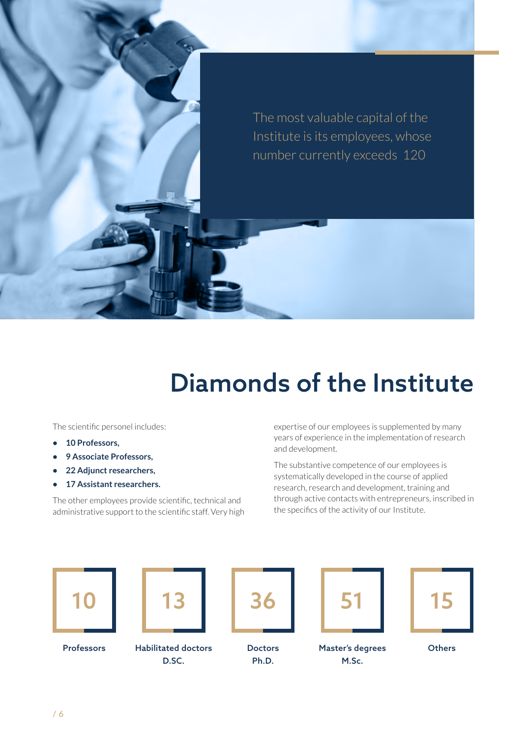The most valuable capital of the Institute is its employees, whose number currently exceeds 120

# Diamonds of the Institute

The scientific personel includes:

- **10 Professors,**
- **9 Associate Professors,**
- **22 Adjunct researchers,**
- **17 Assistant researchers.**

The other employees provide scientific, technical and administrative support to the scientific staff. Very high expertise of our employees is supplemented by many years of experience in the implementation of research and development.

The substantive competence of our employees is systematically developed in the course of applied research, research and development, training and through active contacts with entrepreneurs, inscribed in the specifics of the activity of our Institute.

| 10 | 13 | 36 | 51 | 15 |
|---|---|---|---|---|
| **Professors** | **Habilitated doctors D.SC.** | **Doctors Ph.D.** | **Master's degrees M.Sc.** | **Others** |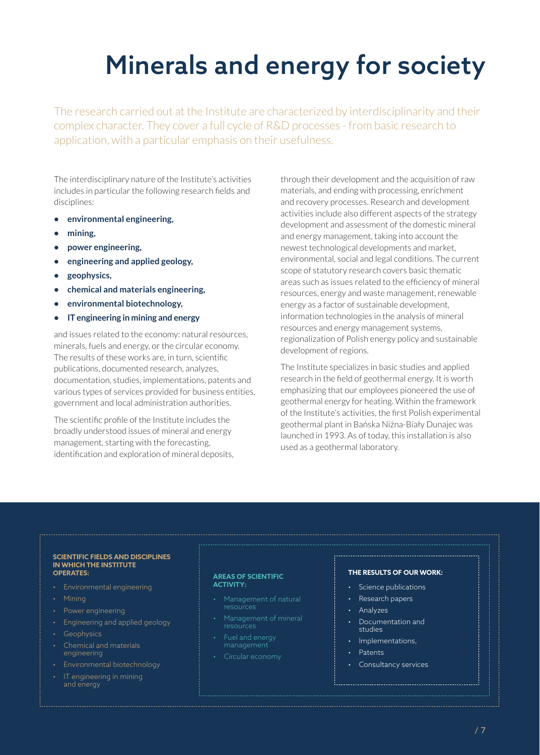# Minerals and energy for society

The research carried out at the Institute are characterized by interdisciplinarity and their complex character. They cover a full cycle of R&D processes - from basic research to application, with a particular emphasis on their usefulness.

The interdisciplinary nature of the Institute's activities includes in particular the following research fields and disciplines:

- **environmental engineering,**
- **mining,**
- **power engineering,**
- **engineering and applied geology,**
- **geophysics,**
- **chemical and materials engineering,**
- **environmental biotechnology,**
- **IT engineering in mining and energy**

and issues related to the economy: natural resources, minerals, fuels and energy, or the circular economy. The results of these works are, in turn, scientific publications, documented research, analyzes, documentation, studies, implementations, patents and various types of services provided for business entities, government and local administration authorities.

The scientific profile of the Institute includes the broadly understood issues of mineral and energy management, starting with the forecasting, identification and exploration of mineral deposits, through their development and the acquisition of raw materials, and ending with processing, enrichment and recovery processes. Research and development activities include also different aspects of the strategy development and assessment of the domestic mineral and energy management, taking into account the newest technological developments and market, environmental, social and legal conditions. The current scope of statutory research covers basic thematic areas such as issues related to the efficiency of mineral resources, energy and waste management, renewable energy as a factor of sustainable development, information technologies in the analysis of mineral resources and energy management systems, regionalization of Polish energy policy and sustainable development of regions.

The Institute specializes in basic studies and applied research in the field of geothermal energy. It is worth emphasizing that our employees pioneered the use of geothermal energy for heating. Within the framework of the Institute's activities, the first Polish experimental geothermal plant in Bańska Niżna-Biały Dunajec was launched in 1993. As of today, this installation is also used as a geothermal laboratory.

**SCIENTIFIC FIELDS AND DISCIPLINES IN WHICH THE INSTITUTE OPERATES:**

- Environmental engineering
- Mining
- Power engineering
- Engineering and applied geology
- Geophysics
- Chemical and materials engineering
- Environmental biotechnology
- IT engineering in mining and energy

**AREAS OF SCIENTIFIC ACTIVITY:**

- Management of natural resources
- Management of mineral resources
- Fuel and energy management
- Circular economy

**THE RESULTS OF OUR WORK:**

- Science publications
- Research papers
- Analyzes
- Documentation and studies
- Implementations,
- Patents
- Consultancy services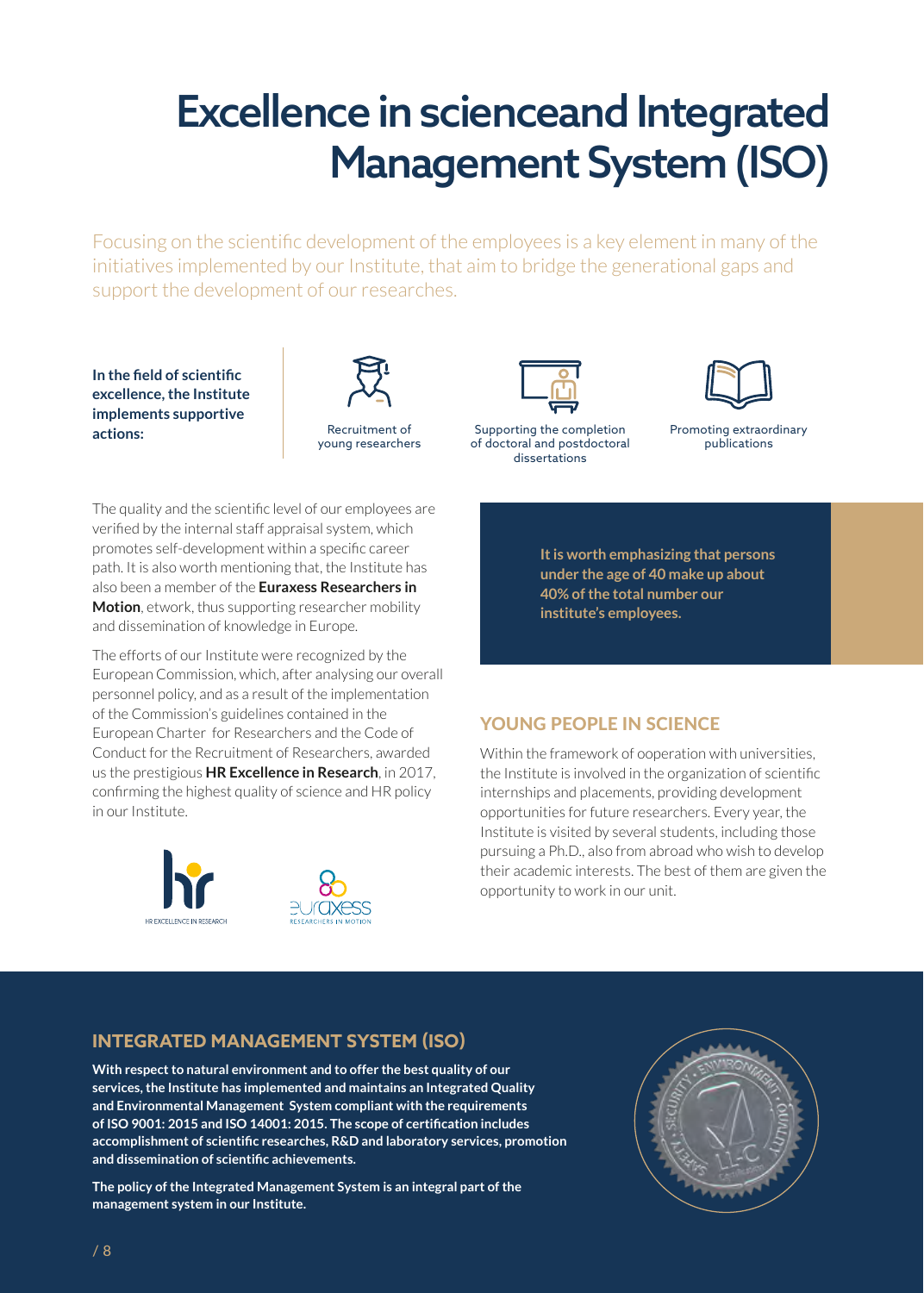# Excellence in scienceand Integrated Management System (ISO)

Focusing on the scientific development of the employees is a key element in many of the initiatives implemented by our Institute, that aim to bridge the generational gaps and support the development of our researches.

**In the field of scientific excellence, the Institute implements supportive actions:**

- Recruitment of young researchers
- Supporting the completion of doctoral and postdoctoral dissertations
- Promoting extraordinary publications

The quality and the scientific level of our employees are verified by the internal staff appraisal system, which promotes self-development within a specific career path. It is also worth mentioning that, the Institute has also been a member of the **Euraxess Researchers in Motion**, etwork, thus supporting researcher mobility and dissemination of knowledge in Europe.

The efforts of our Institute were recognized by the European Commission, which, after analysing our overall personnel policy, and as a result of the implementation of the Commission's guidelines contained in the European Charter for Researchers and the Code of Conduct for the Recruitment of Researchers, awarded us the prestigious **HR Excellence in Research**, in 2017, confirming the highest quality of science and HR policy in our Institute.

HR EXCELLENCE IN RESEARCH

euraxess RESEARCHERS IN MOTION

**It is worth emphasizing that persons under the age of 40 make up about 40% of the total number our institute's employees.**

## YOUNG PEOPLE IN SCIENCE

Within the framework of ooperation with universities, the Institute is involved in the organization of scientific internships and placements, providing development opportunities for future researchers. Every year, the Institute is visited by several students, including those pursuing a Ph.D., also from abroad who wish to develop their academic interests. The best of them are given the opportunity to work in our unit.

## INTEGRATED MANAGEMENT SYSTEM (ISO)

**With respect to natural environment and to offer the best quality of our services, the Institute has implemented and maintains an Integrated Quality and Environmental Management System compliant with the requirements of ISO 9001: 2015 and ISO 14001: 2015. The scope of certification includes accomplishment of scientific researches, R&D and laboratory services, promotion and dissemination of scientific achievements.**

**The policy of the Integrated Management System is an integral part of the management system in our Institute.**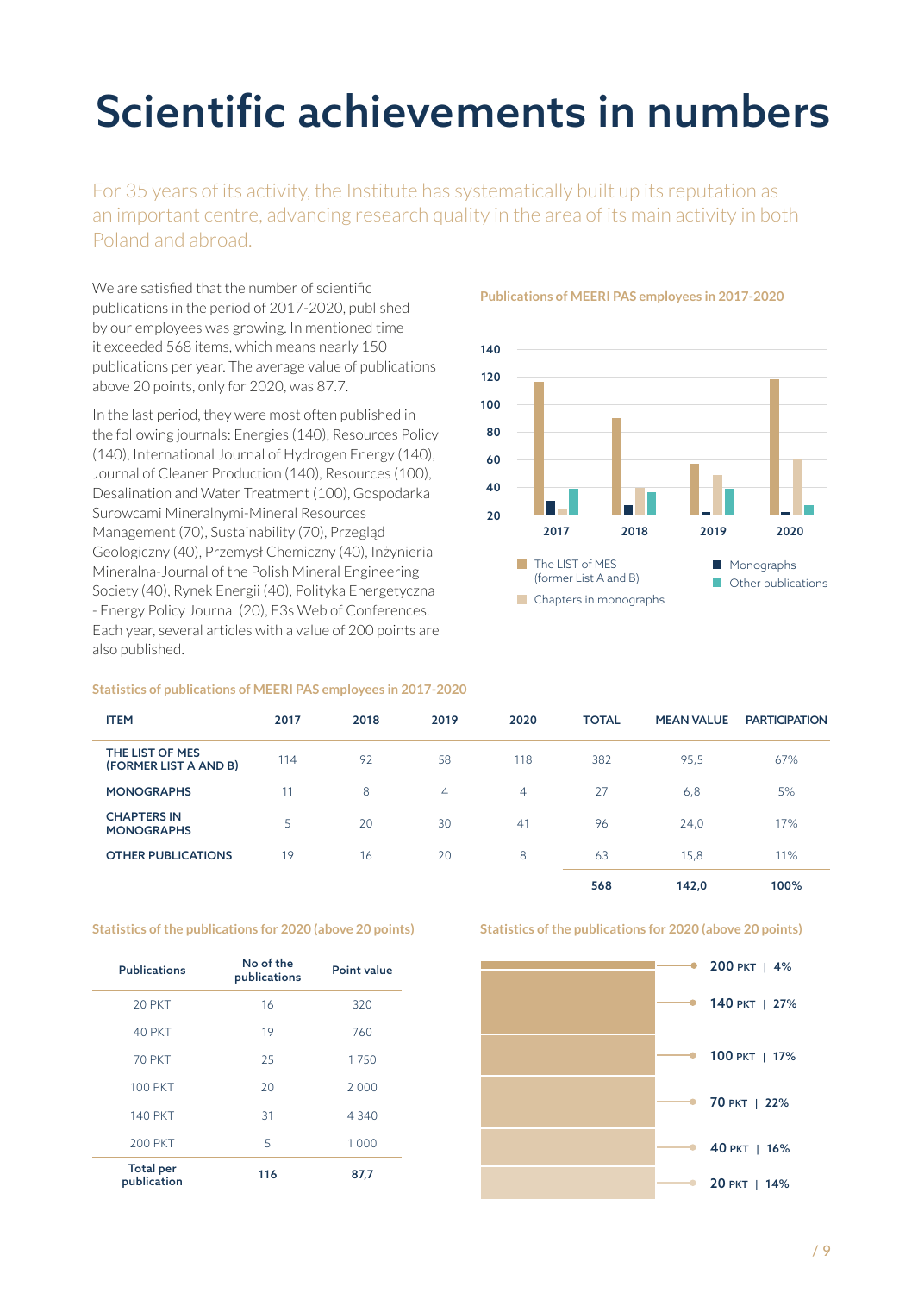# Scientific achievements in numbers

For 35 years of its activity, the Institute has systematically built up its reputation as an important centre, advancing research quality in the area of its main activity in both Poland and abroad.

We are satisfied that the number of scientific publications in the period of 2017-2020, published by our employees was growing. In mentioned time it exceeded 568 items, which means nearly 150 publications per year. The average value of publications above 20 points, only for 2020, was 87.7.

In the last period, they were most often published in the following journals: Energies (140), Resources Policy (140), International Journal of Hydrogen Energy (140), Journal of Cleaner Production (140), Resources (100), Desalination and Water Treatment (100), Gospodarka Surowcami Mineralnymi-Mineral Resources Management (70), Sustainability (70), Przegląd Geologiczny (40), Przemysł Chemiczny (40), Inżynieria Mineralna-Journal of the Polish Mineral Engineering Society (40), Rynek Energii (40), Polityka Energetyczna - Energy Policy Journal (20), E3s Web of Conferences. Each year, several articles with a value of 200 points are also published.

**Publications of MEERI PAS employees in 2017-2020**

Legend: The LIST of MES (former List A and B); Chapters in monographs; Monographs; Other publications

**Statistics of publications of MEERI PAS employees in 2017-2020**

| ITEM | 2017 | 2018 | 2019 | 2020 | TOTAL | MEAN VALUE | PARTICIPATION |
|---|---|---|---|---|---|---|---|
| THE LIST OF MES (FORMER LIST A AND B) | 114 | 92 | 58 | 118 | 382 | 95,5 | 67% |
| MONOGRAPHS | 11 | 8 | 4 | 4 | 27 | 6,8 | 5% |
| CHAPTERS IN MONOGRAPHS | 5 | 20 | 30 | 41 | 96 | 24,0 | 17% |
| OTHER PUBLICATIONS | 19 | 16 | 20 | 8 | 63 | 15,8 | 11% |
| | | | | | **568** | **142,0** | **100%** |

**Statistics of the publications for 2020 (above 20 points)**

| Publications | No of the publications | Point value |
|---|---|---|
| 20 PKT | 16 | 320 |
| 40 PKT | 19 | 760 |
| 70 PKT | 25 | 1 750 |
| 100 PKT | 20 | 2 000 |
| 140 PKT | 31 | 4 340 |
| 200 PKT | 5 | 1 000 |
| **Total per publication** | **116** | **87,7** |

**Statistics of the publications for 2020 (above 20 points)**

- **200** PKT | **4%**
- **140** PKT | **27%**
- **100** PKT | **17%**
- **70** PKT | **22%**
- **40** PKT | **16%**
- **20** PKT | **14%**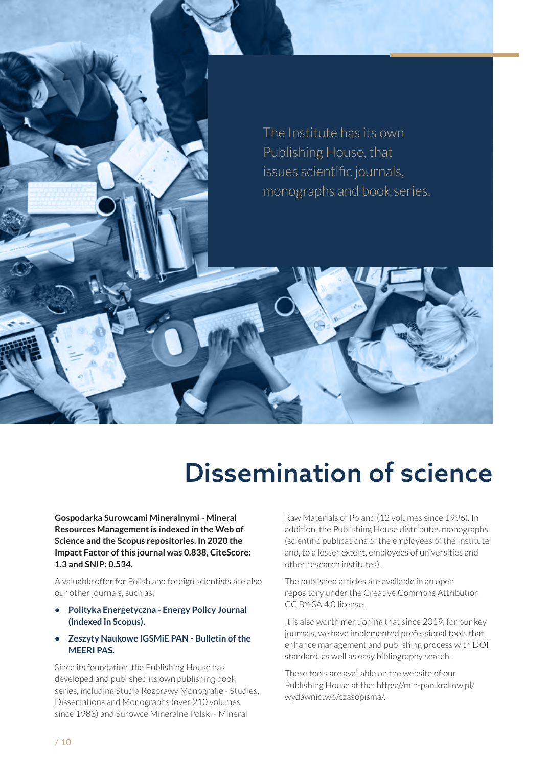The Institute has its own Publishing House, that issues scientific journals, monographs and book series.

# Dissemination of science

**Gospodarka Surowcami Mineralnymi - Mineral Resources Management is indexed in the Web of Science and the Scopus repositories. In 2020 the Impact Factor of this journal was 0.838, CiteScore: 1.3 and SNIP: 0.534.**

A valuable offer for Polish and foreign scientists are also our other journals, such as:

- **Polityka Energetyczna - Energy Policy Journal (indexed in Scopus),**
- **Zeszyty Naukowe IGSMiE PAN - Bulletin of the MEERI PAS.**

Since its foundation, the Publishing House has developed and published its own publishing book series, including Studia Rozprawy Monografie - Studies, Dissertations and Monographs (over 210 volumes since 1988) and Surowce Mineralne Polski - Mineral Raw Materials of Poland (12 volumes since 1996). In addition, the Publishing House distributes monographs (scientific publications of the employees of the Institute and, to a lesser extent, employees of universities and other research institutes).

The published articles are available in an open repository under the Creative Commons Attribution CC BY-SA 4.0 license.

It is also worth mentioning that since 2019, for our key journals, we have implemented professional tools that enhance management and publishing process with DOI standard, as well as easy bibliography search.

These tools are available on the website of our Publishing House at the: https://min-pan.krakow.pl/wydawnictwo/czasopisma/.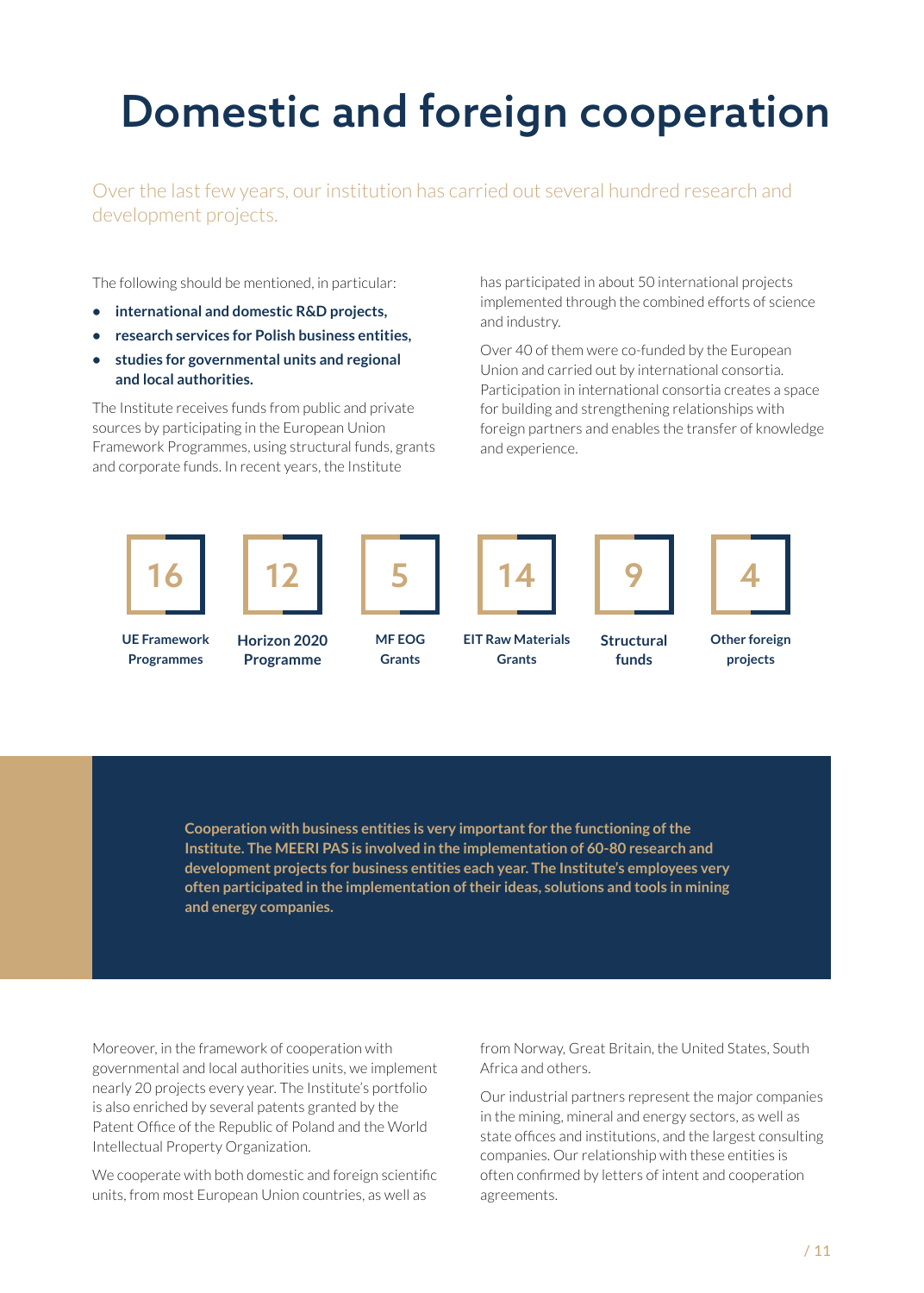# Domestic and foreign cooperation

Over the last few years, our institution has carried out several hundred research and development projects.

The following should be mentioned, in particular:

- **international and domestic R&D projects,**
- **research services for Polish business entities,**
- **studies for governmental units and regional and local authorities.**

The Institute receives funds from public and private sources by participating in the European Union Framework Programmes, using structural funds, grants and corporate funds. In recent years, the Institute has participated in about 50 international projects implemented through the combined efforts of science and industry.

Over 40 of them were co-funded by the European Union and carried out by international consortia. Participation in international consortia creates a space for building and strengthening relationships with foreign partners and enables the transfer of knowledge and experience.

| 16 | 12 | 5 | 14 | 9 | 4 |
|---|---|---|---|---|---|
| **UE Framework Programmes** | **Horizon 2020 Programme** | **MF EOG Grants** | **EIT Raw Materials Grants** | **Structural funds** | **Other foreign projects** |

**Cooperation with business entities is very important for the functioning of the Institute. The MEERI PAS is involved in the implementation of 60-80 research and development projects for business entities each year. The Institute's employees very often participated in the implementation of their ideas, solutions and tools in mining and energy companies.**

Moreover, in the framework of cooperation with governmental and local authorities units, we implement nearly 20 projects every year. The Institute's portfolio is also enriched by several patents granted by the Patent Office of the Republic of Poland and the World Intellectual Property Organization.

We cooperate with both domestic and foreign scientific units, from most European Union countries, as well as from Norway, Great Britain, the United States, South Africa and others.

Our industrial partners represent the major companies in the mining, mineral and energy sectors, as well as state offices and institutions, and the largest consulting companies. Our relationship with these entities is often confirmed by letters of intent and cooperation agreements.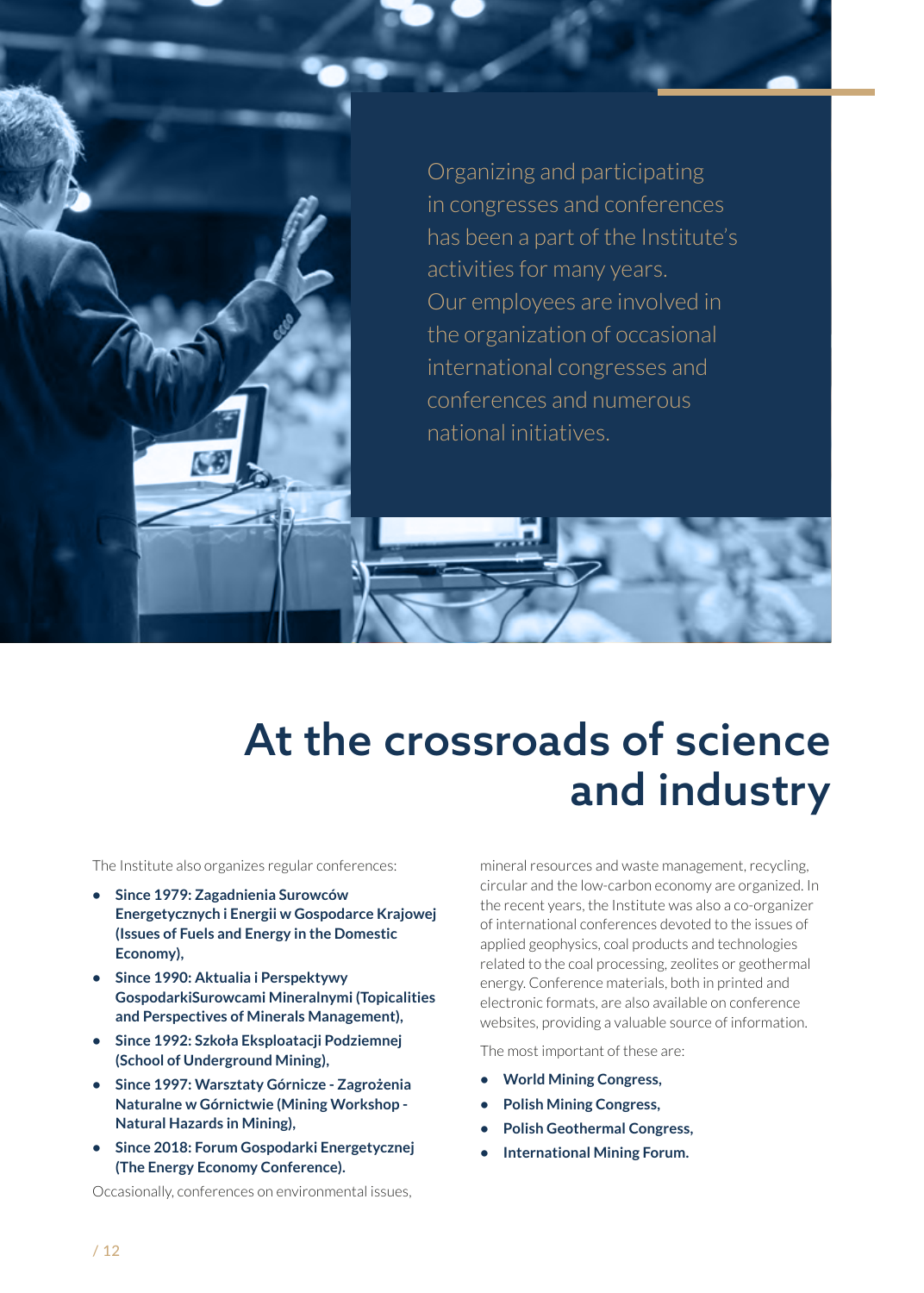Organizing and participating in congresses and conferences has been a part of the Institute's activities for many years. Our employees are involved in the organization of occasional international congresses and conferences and numerous national initiatives.

# At the crossroads of science and industry

The Institute also organizes regular conferences:

- **Since 1979: Zagadnienia Surowców Energetycznych i Energii w Gospodarce Krajowej (Issues of Fuels and Energy in the Domestic Economy),**
- **Since 1990: Aktualia i Perspektywy GospodarkiSurowcami Mineralnymi (Topicalities and Perspectives of Minerals Management),**
- **Since 1992: Szkoła Eksploatacji Podziemnej (School of Underground Mining),**
- **Since 1997: Warsztaty Górnicze - Zagrożenia Naturalne w Górnictwie (Mining Workshop - Natural Hazards in Mining),**
- **Since 2018: Forum Gospodarki Energetycznej (The Energy Economy Conference).**

Occasionally, conferences on environmental issues, mineral resources and waste management, recycling, circular and the low-carbon economy are organized. In the recent years, the Institute was also a co-organizer of international conferences devoted to the issues of applied geophysics, coal products and technologies related to the coal processing, zeolites or geothermal energy. Conference materials, both in printed and electronic formats, are also available on conference websites, providing a valuable source of information.

The most important of these are:

- **World Mining Congress,**
- **Polish Mining Congress,**
- **Polish Geothermal Congress,**
- **International Mining Forum.**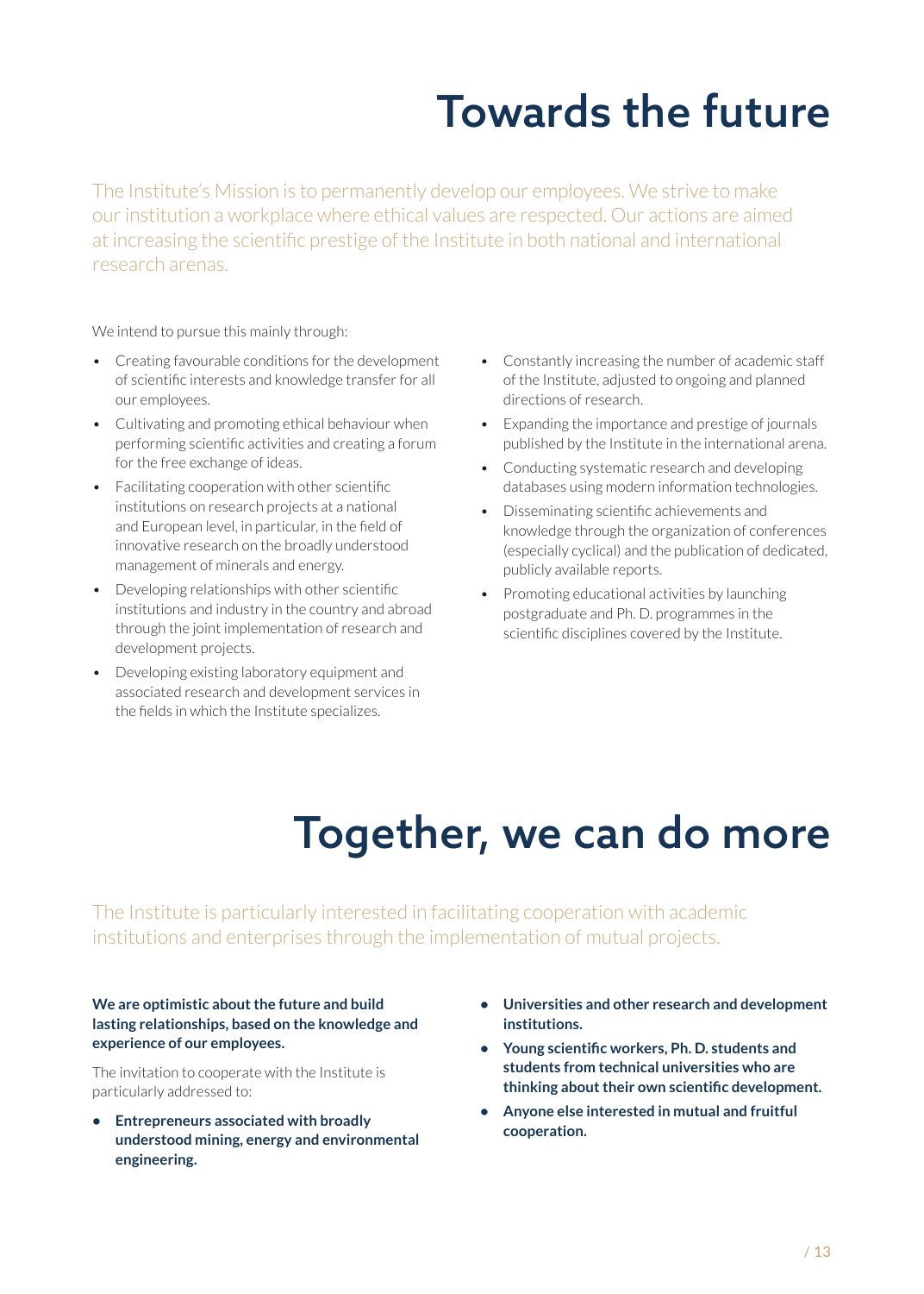# Towards the future

The Institute's Mission is to permanently develop our employees. We strive to make our institution a workplace where ethical values are respected. Our actions are aimed at increasing the scientific prestige of the Institute in both national and international research arenas.

We intend to pursue this mainly through:

- Creating favourable conditions for the development of scientific interests and knowledge transfer for all our employees.
- Cultivating and promoting ethical behaviour when performing scientific activities and creating a forum for the free exchange of ideas.
- Facilitating cooperation with other scientific institutions on research projects at a national and European level, in particular, in the field of innovative research on the broadly understood management of minerals and energy.
- Developing relationships with other scientific institutions and industry in the country and abroad through the joint implementation of research and development projects.
- Developing existing laboratory equipment and associated research and development services in the fields in which the Institute specializes.
- Constantly increasing the number of academic staff of the Institute, adjusted to ongoing and planned directions of research.
- Expanding the importance and prestige of journals published by the Institute in the international arena.
- Conducting systematic research and developing databases using modern information technologies.
- Disseminating scientific achievements and knowledge through the organization of conferences (especially cyclical) and the publication of dedicated, publicly available reports.
- Promoting educational activities by launching postgraduate and Ph. D. programmes in the scientific disciplines covered by the Institute.

# Together, we can do more

The Institute is particularly interested in facilitating cooperation with academic institutions and enterprises through the implementation of mutual projects.

**We are optimistic about the future and build lasting relationships, based on the knowledge and experience of our employees.**

The invitation to cooperate with the Institute is particularly addressed to:

- **Entrepreneurs associated with broadly understood mining, energy and environmental engineering.**
- **Universities and other research and development institutions.**
- **Young scientific workers, Ph. D. students and students from technical universities who are thinking about their own scientific development.**
- **Anyone else interested in mutual and fruitful cooperation.**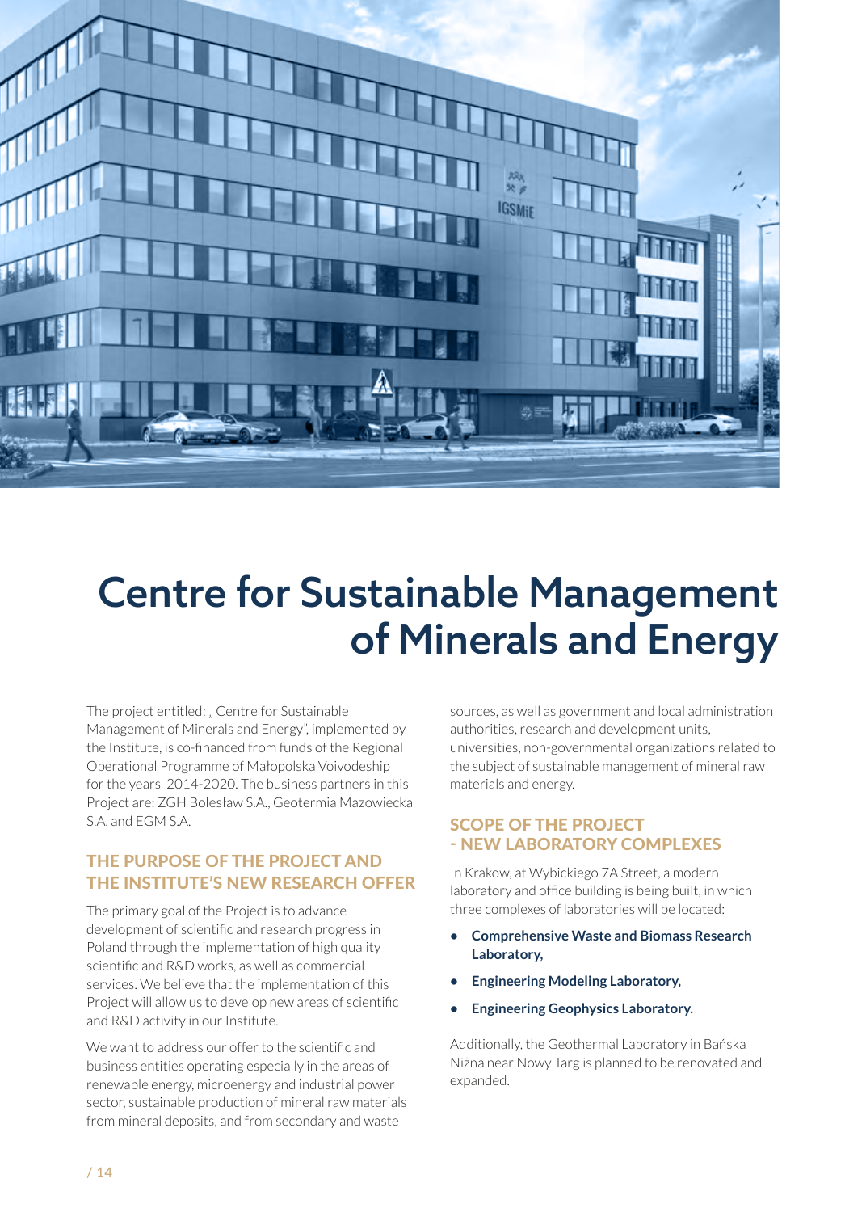# Centre for Sustainable Management of Minerals and Energy

The project entitled: „ Centre for Sustainable Management of Minerals and Energy", implemented by the Institute, is co-financed from funds of the Regional Operational Programme of Małopolska Voivodeship for the years 2014-2020. The business partners in this Project are: ZGH Bolesław S.A., Geotermia Mazowiecka S.A. and EGM S.A.

## THE PURPOSE OF THE PROJECT AND THE INSTITUTE'S NEW RESEARCH OFFER

The primary goal of the Project is to advance development of scientific and research progress in Poland through the implementation of high quality scientific and R&D works, as well as commercial services. We believe that the implementation of this Project will allow us to develop new areas of scientific and R&D activity in our Institute.

We want to address our offer to the scientific and business entities operating especially in the areas of renewable energy, microenergy and industrial power sector, sustainable production of mineral raw materials from mineral deposits, and from secondary and waste sources, as well as government and local administration authorities, research and development units, universities, non-governmental organizations related to the subject of sustainable management of mineral raw materials and energy.

## SCOPE OF THE PROJECT - NEW LABORATORY COMPLEXES

In Krakow, at Wybickiego 7A Street, a modern laboratory and office building is being built, in which three complexes of laboratories will be located:

- **Comprehensive Waste and Biomass Research Laboratory,**
- **Engineering Modeling Laboratory,**
- **Engineering Geophysics Laboratory.**

Additionally, the Geothermal Laboratory in Bańska Niżna near Nowy Targ is planned to be renovated and expanded.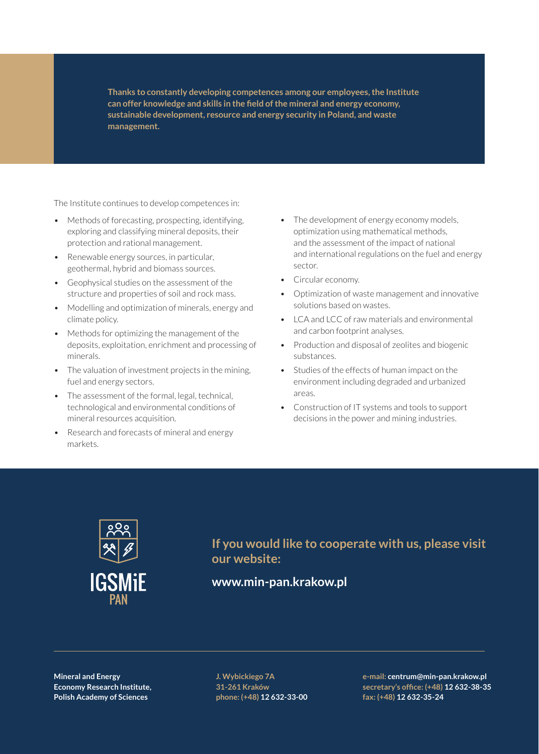**Thanks to constantly developing competences among our employees, the Institute can offer knowledge and skills in the field of the mineral and energy economy, sustainable development, resource and energy security in Poland, and waste management.**

The Institute continues to develop competences in:

- Methods of forecasting, prospecting, identifying, exploring and classifying mineral deposits, their protection and rational management.
- Renewable energy sources, in particular, geothermal, hybrid and biomass sources.
- Geophysical studies on the assessment of the structure and properties of soil and rock mass.
- Modelling and optimization of minerals, energy and climate policy.
- Methods for optimizing the management of the deposits, exploitation, enrichment and processing of minerals.
- The valuation of investment projects in the mining, fuel and energy sectors.
- The assessment of the formal, legal, technical, technological and environmental conditions of mineral resources acquisition.
- Research and forecasts of mineral and energy markets.
- The development of energy economy models, optimization using mathematical methods, and the assessment of the impact of national and international regulations on the fuel and energy sector.
- Circular economy.
- Optimization of waste management and innovative solutions based on wastes.
- LCA and LCC of raw materials and environmental and carbon footprint analyses.
- Production and disposal of zeolites and biogenic substances.
- Studies of the effects of human impact on the environment including degraded and urbanized areas.
- Construction of IT systems and tools to support decisions in the power and mining industries.

IGSMiE PAN

## If you would like to cooperate with us, please visit our website:

**www.min-pan.krakow.pl**

**Mineral and Energy Economy Research Institute, Polish Academy of Sciences**

**J. Wybickiego 7A**
**31-261 Kraków**
**phone: (+48) 12 632-33-00**

**e-mail: centrum@min-pan.krakow.pl**
**secretary's office: (+48) 12 632-38-35**
**fax: (+48) 12 632-35-24**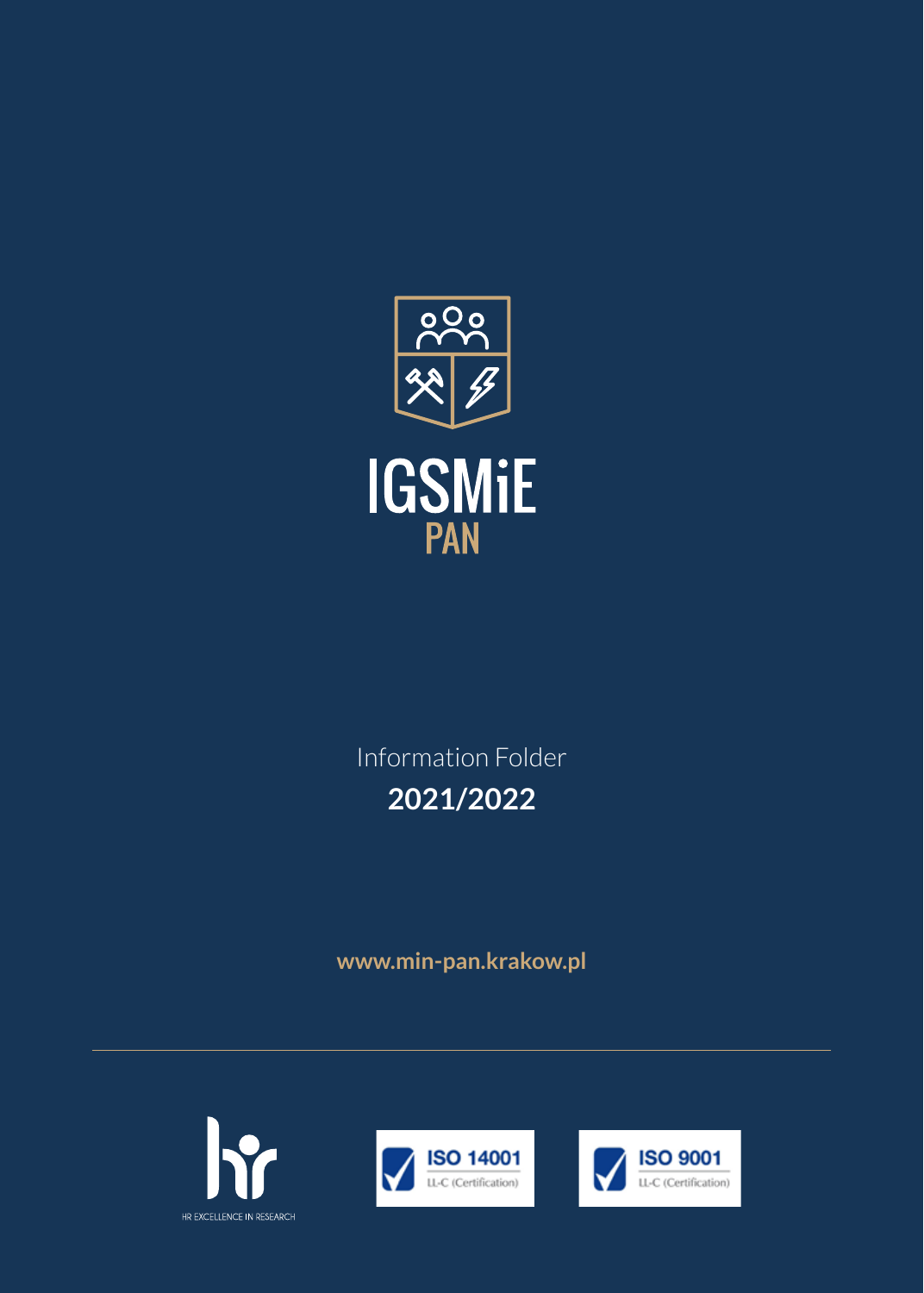IGSMiE

PAN

Information Folder

**2021/2022**

**www.min-pan.krakow.pl**

HR EXCELLENCE IN RESEARCH

ISO 14001
LL-C (Certification)

ISO 9001
LL-C (Certification)